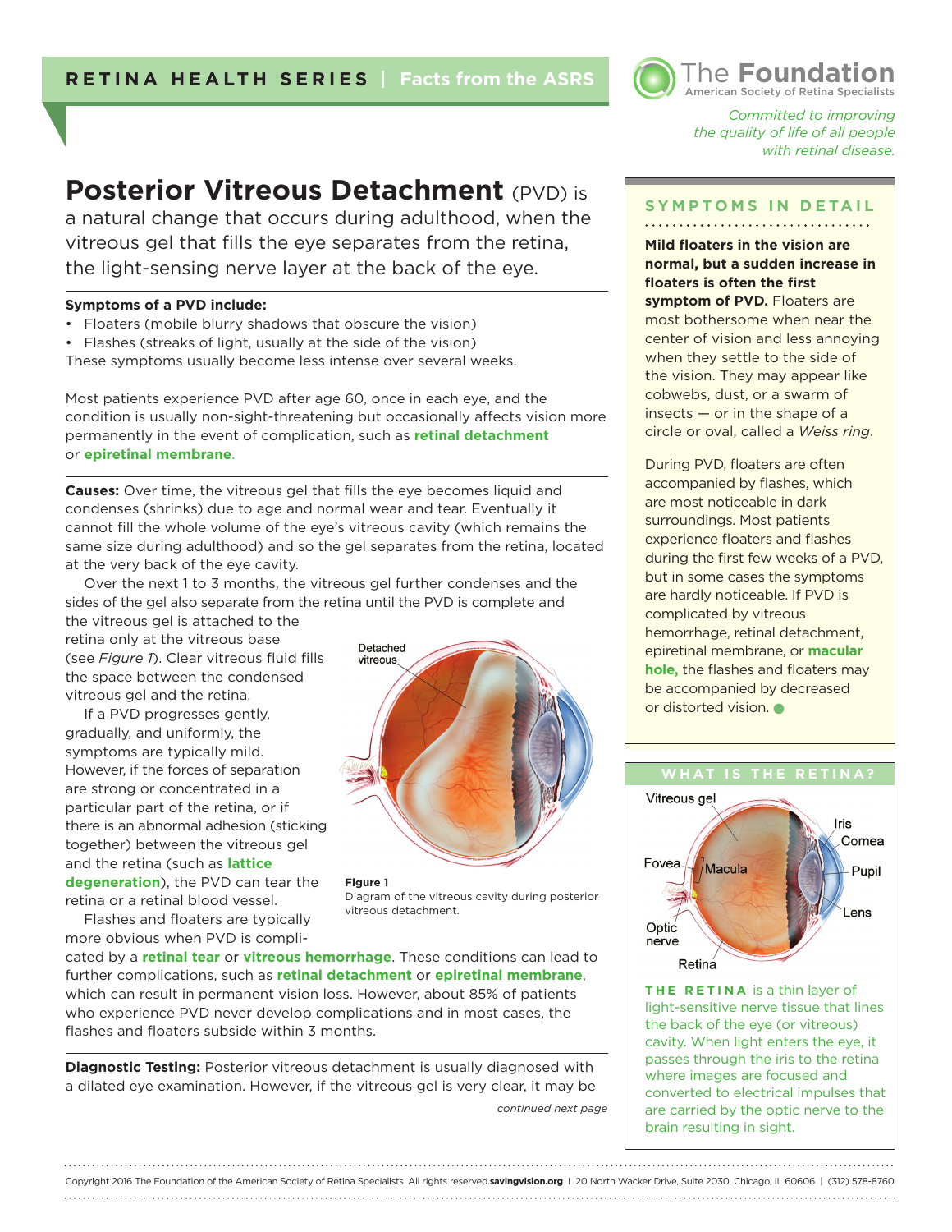RETINA HEALTH SERIES | Facts from the ASRS

The Foundation
American Society of Retina Specialists

*Committed to improving the quality of life of all people with retinal disease.*

# Posterior Vitreous Detachment (PVD)

**Posterior Vitreous Detachment** (PVD) is a natural change that occurs during adulthood, when the vitreous gel that fills the eye separates from the retina, the light-sensing nerve layer at the back of the eye.

**Symptoms of a PVD include:**

- Floaters (mobile blurry shadows that obscure the vision)
- Flashes (streaks of light, usually at the side of the vision)

These symptoms usually become less intense over several weeks.

Most patients experience PVD after age 60, once in each eye, and the condition is usually non-sight-threatening but occasionally affects vision more permanently in the event of complication, such as **retinal detachment** or **epiretinal membrane**.

**Causes:** Over time, the vitreous gel that fills the eye becomes liquid and condenses (shrinks) due to age and normal wear and tear. Eventually it cannot fill the whole volume of the eye's vitreous cavity (which remains the same size during adulthood) and so the gel separates from the retina, located at the very back of the eye cavity.

Over the next 1 to 3 months, the vitreous gel further condenses and the sides of the gel also separate from the retina until the PVD is complete and the vitreous gel is attached to the retina only at the vitreous base (see *Figure 1*). Clear vitreous fluid fills the space between the condensed vitreous gel and the retina.

If a PVD progresses gently, gradually, and uniformly, the symptoms are typically mild. However, if the forces of separation are strong or concentrated in a particular part of the retina, or if there is an abnormal adhesion (sticking together) between the vitreous gel and the retina (such as **lattice degeneration**), the PVD can tear the retina or a retinal blood vessel.

Flashes and floaters are typically more obvious when PVD is complicated by a **retinal tear** or **vitreous hemorrhage**. These conditions can lead to further complications, such as **retinal detachment** or **epiretinal membrane**, which can result in permanent vision loss. However, about 85% of patients who experience PVD never develop complications and in most cases, the flashes and floaters subside within 3 months.

Detached vitreous

**Figure 1**
Diagram of the vitreous cavity during posterior vitreous detachment.

**Diagnostic Testing:** Posterior vitreous detachment is usually diagnosed with a dilated eye examination. However, if the vitreous gel is very clear, it may be

*continued next page*

## SYMPTOMS IN DETAIL

**Mild floaters in the vision are normal, but a sudden increase in floaters is often the first symptom of PVD.** Floaters are most bothersome when near the center of vision and less annoying when they settle to the side of the vision. They may appear like cobwebs, dust, or a swarm of insects — or in the shape of a circle or oval, called a *Weiss ring*.

During PVD, floaters are often accompanied by flashes, which are most noticeable in dark surroundings. Most patients experience floaters and flashes during the first few weeks of a PVD, but in some cases the symptoms are hardly noticeable. If PVD is complicated by vitreous hemorrhage, retinal detachment, epiretinal membrane, or **macular hole,** the flashes and floaters may be accompanied by decreased or distorted vision.

## WHAT IS THE RETINA?

Vitreous gel, Iris, Cornea, Fovea, Macula, Pupil, Lens, Optic nerve, Retina

**THE RETINA** is a thin layer of light-sensitive nerve tissue that lines the back of the eye (or vitreous) cavity. When light enters the eye, it passes through the iris to the retina where images are focused and converted to electrical impulses that are carried by the optic nerve to the brain resulting in sight.

Copyright 2016 The Foundation of the American Society of Retina Specialists. All rights reserved. **savingvision.org** | 20 North Wacker Drive, Suite 2030, Chicago, IL 60606 | (312) 578-8760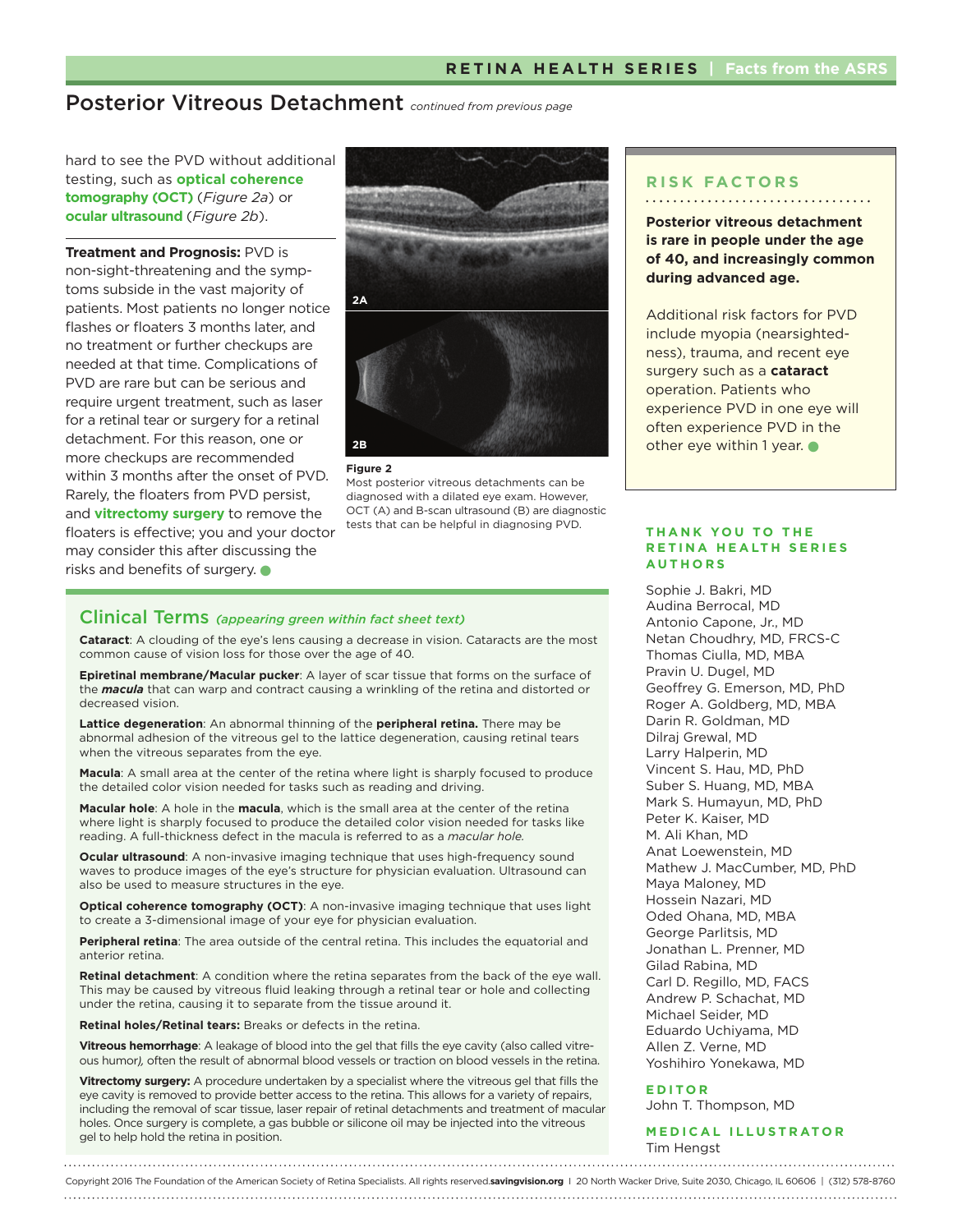# Posterior Vitreous Detachment *continued from previous page*

hard to see the PVD without additional testing, such as **optical coherence tomography (OCT)** (*Figure 2a*) or **ocular ultrasound** (*Figure 2b*).

**Treatment and Prognosis:** PVD is non-sight-threatening and the symptoms subside in the vast majority of patients. Most patients no longer notice flashes or floaters 3 months later, and no treatment or further checkups are needed at that time. Complications of PVD are rare but can be serious and require urgent treatment, such as laser for a retinal tear or surgery for a retinal detachment. For this reason, one or more checkups are recommended within 3 months after the onset of PVD. Rarely, the floaters from PVD persist, and **vitrectomy surgery** to remove the floaters is effective; you and your doctor may consider this after discussing the risks and benefits of surgery.

2A

2B

**Figure 2**
Most posterior vitreous detachments can be diagnosed with a dilated eye exam. However, OCT (A) and B-scan ultrasound (B) are diagnostic tests that can be helpful in diagnosing PVD.

## RISK FACTORS

**Posterior vitreous detachment is rare in people under the age of 40, and increasingly common during advanced age.**

Additional risk factors for PVD include myopia (nearsightedness), trauma, and recent eye surgery such as a **cataract** operation. Patients who experience PVD in one eye will often experience PVD in the other eye within 1 year.

## Clinical Terms *(appearing green within fact sheet text)*

**Cataract**: A clouding of the eye's lens causing a decrease in vision. Cataracts are the most common cause of vision loss for those over the age of 40.

**Epiretinal membrane/Macular pucker**: A layer of scar tissue that forms on the surface of the ***macula*** that can warp and contract causing a wrinkling of the retina and distorted or decreased vision.

**Lattice degeneration**: An abnormal thinning of the **peripheral retina.** There may be abnormal adhesion of the vitreous gel to the lattice degeneration, causing retinal tears when the vitreous separates from the eye.

**Macula**: A small area at the center of the retina where light is sharply focused to produce the detailed color vision needed for tasks such as reading and driving.

**Macular hole**: A hole in the **macula**, which is the small area at the center of the retina where light is sharply focused to produce the detailed color vision needed for tasks like reading. A full-thickness defect in the macula is referred to as a *macular hole.*

**Ocular ultrasound**: A non-invasive imaging technique that uses high-frequency sound waves to produce images of the eye's structure for physician evaluation. Ultrasound can also be used to measure structures in the eye.

**Optical coherence tomography (OCT)**: A non-invasive imaging technique that uses light to create a 3-dimensional image of your eye for physician evaluation.

**Peripheral retina**: The area outside of the central retina. This includes the equatorial and anterior retina.

**Retinal detachment**: A condition where the retina separates from the back of the eye wall. This may be caused by vitreous fluid leaking through a retinal tear or hole and collecting under the retina, causing it to separate from the tissue around it.

**Retinal holes/Retinal tears:** Breaks or defects in the retina.

**Vitreous hemorrhage**: A leakage of blood into the gel that fills the eye cavity (also called vitreous humor)*,* often the result of abnormal blood vessels or traction on blood vessels in the retina.

**Vitrectomy surgery:** A procedure undertaken by a specialist where the vitreous gel that fills the eye cavity is removed to provide better access to the retina. This allows for a variety of repairs, including the removal of scar tissue, laser repair of retinal detachments and treatment of macular holes. Once surgery is complete, a gas bubble or silicone oil may be injected into the vitreous gel to help hold the retina in position.

## THANK YOU TO THE RETINA HEALTH SERIES AUTHORS

Sophie J. Bakri, MD
Audina Berrocal, MD
Antonio Capone, Jr., MD
Netan Choudhry, MD, FRCS-C
Thomas Ciulla, MD, MBA
Pravin U. Dugel, MD
Geoffrey G. Emerson, MD, PhD
Roger A. Goldberg, MD, MBA
Darin R. Goldman, MD
Dilraj Grewal, MD
Larry Halperin, MD
Vincent S. Hau, MD, PhD
Suber S. Huang, MD, MBA
Mark S. Humayun, MD, PhD
Peter K. Kaiser, MD
M. Ali Khan, MD
Anat Loewenstein, MD
Mathew J. MacCumber, MD, PhD
Maya Maloney, MD
Hossein Nazari, MD
Oded Ohana, MD, MBA
George Parlitsis, MD
Jonathan L. Prenner, MD
Gilad Rabina, MD
Carl D. Regillo, MD, FACS
Andrew P. Schachat, MD
Michael Seider, MD
Eduardo Uchiyama, MD
Allen Z. Verne, MD
Yoshihiro Yonekawa, MD

## EDITOR

John T. Thompson, MD

## MEDICAL ILLUSTRATOR

Tim Hengst

Copyright 2016 The Foundation of the American Society of Retina Specialists. All rights reserved. **savingvision.org** | 20 North Wacker Drive, Suite 2030, Chicago, IL 60606 | (312) 578-8760